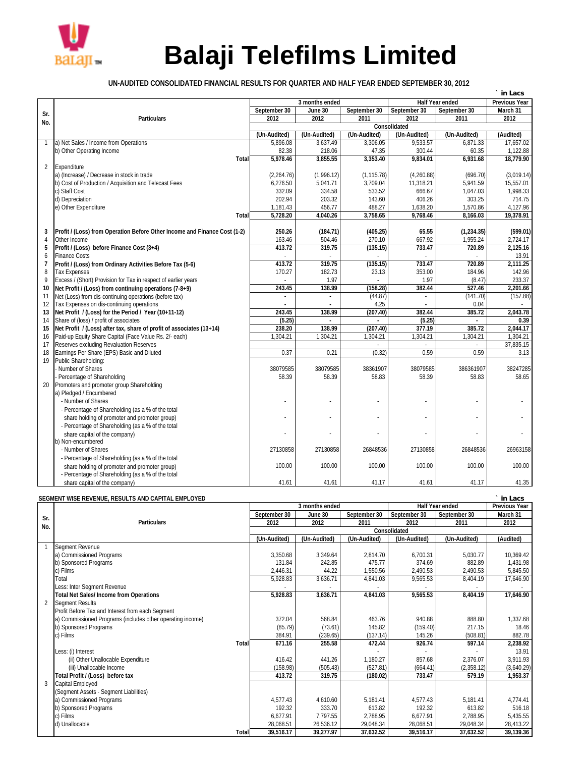# Balaji Telefilms Limited

**UN-AUDITED CONSOLIDATED FINANCIAL RESULTS FOR QUARTER AND HALF YEAR ENDED SEPTEMBER 30, 2012**

` in Lacs

| Sr. No. | Particulars | 3 months ended | | | Half Year ended | | Previous Year |
|---|---|---|---|---|---|---|---|
| | | September 30 2012 | June 30 2012 | September 30 2011 | September 30 2012 | September 30 2011 | March 31 2012 |
| | | Consolidated | | | | | |
| | | (Un-Audited) | (Un-Audited) | (Un-Audited) | (Un-Audited) | (Un-Audited) | (Audited) |
| 1 | a) Net Sales / Income from Operations | 5,896.08 | 3,637.49 | 3,306.05 | 9,533.57 | 6,871.33 | 17,657.02 |
| | b) Other Operating Income | 82.38 | 218.06 | 47.35 | 300.44 | 60.35 | 1,122.88 |
| | **Total** | **5,978.46** | **3,855.55** | **3,353.40** | **9,834.01** | **6,931.68** | **18,779.90** |
| 2 | Expenditure | | | | | | |
| | a) (Increase) / Decrease in stock in trade | (2,264.76) | (1,996.12) | (1,115.78) | (4,260.88) | (696.70) | (3,019.14) |
| | b) Cost of Production / Acquisition and Telecast Fees | 6,276.50 | 5,041.71 | 3,709.04 | 11,318.21 | 5,941.59 | 15,557.01 |
| | c) Staff Cost | 332.09 | 334.58 | 533.52 | 666.67 | 1,047.03 | 1,998.33 |
| | d) Depreciation | 202.94 | 203.32 | 143.60 | 406.26 | 303.25 | 714.75 |
| | e) Other Expenditure | 1,181.43 | 456.77 | 488.27 | 1,638.20 | 1,570.86 | 4,127.96 |
| | **Total** | **5,728.20** | **4,040.26** | **3,758.65** | **9,768.46** | **8,166.03** | **19,378.91** |
| **3** | **Profit / (Loss) from Operation Before Other Income and Finance Cost (1-2)** | **250.26** | **(184.71)** | **(405.25)** | **65.55** | **(1,234.35)** | **(599.01)** |
| 4 | Other Income | 163.46 | 504.46 | 270.10 | 667.92 | 1,955.24 | 2,724.17 |
| **5** | **Profit / (Loss) before Finance Cost (3+4)** | **413.72** | **319.75** | **(135.15)** | **733.47** | **720.89** | **2,125.16** |
| 6 | Finance Costs | - | - | - | - | - | 13.91 |
| **7** | **Profit / (Loss) from Ordinary Activities Before Tax (5-6)** | **413.72** | **319.75** | **(135.15)** | **733.47** | **720.89** | **2,111.25** |
| 8 | Tax Expenses | 170.27 | 182.73 | 23.13 | 353.00 | 184.96 | 142.96 |
| 9 | Excess / (Short) Provision for Tax in respect of earlier years | - | 1.97 | - | 1.97 | (8.47) | 233.37 |
| **10** | **Net Profit / (Loss) from continuing operations (7-8+9)** | **243.45** | **138.99** | **(158.28)** | **382.44** | **527.46** | **2,201.66** |
| 11 | Net (Loss) from dis-continuing operations (before tax) | - | - | (44.87) | - | (141.70) | (157.88) |
| 12 | Tax Expenses on dis-continuing operations | - | - | 4.25 | - | 0.04 | - |
| **13** | **Net Profit / (Loss) for the Period / Year (10+11-12)** | **243.45** | **138.99** | **(207.40)** | **382.44** | **385.72** | **2,043.78** |
| 14 | Share of (loss) / profit of associates | **(5.25)** | **-** | **-** | **(5.25)** | **-** | **0.39** |
| **15** | **Net Profit / (Loss) after tax, share of profit of associates (13+14)** | **238.20** | **138.99** | **(207.40)** | **377.19** | **385.72** | **2,044.17** |
| 16 | Paid-up Equity Share Capital (Face Value Rs. 2/- each) | 1,304.21 | 1,304.21 | 1,304.21 | 1,304.21 | 1,304.21 | 1,304.21 |
| 17 | Reserves excluding Revaluation Reserves | | | - | - | - | 37,835.15 |
| 18 | Earnings Per Share (EPS) Basic and Diluted | 0.37 | 0.21 | (0.32) | 0.59 | 0.59 | 3.13 |
| 19 | Public Shareholding: | | | | | | |
| | - Number of Shares | 38079585 | 38079585 | 38361907 | 38079585 | 386361907 | 38247285 |
| | - Percentage of Shareholding | 58.39 | 58.39 | 58.83 | 58.39 | 58.83 | 58.65 |
| 20 | Promoters and promoter group Shareholding | | | | | | |
| | a) Pledged / Encumbered | | | | | | |
| | - Number of Shares | - | - | - | - | - | - |
| | - Percentage of Shareholding (as a % of the total share holding of promoter and promoter group) | - | - | - | - | - | - |
| | - Percentage of Shareholding (as a % of the total share capital of the company) | - | - | - | - | - | - |
| | b) Non-encumbered | | | | | | |
| | - Number of Shares | 27130858 | 27130858 | 26848536 | 27130858 | 26848536 | 26963158 |
| | - Percentage of Shareholding (as a % of the total share holding of promoter and promoter group) | 100.00 | 100.00 | 100.00 | 100.00 | 100.00 | 100.00 |
| | - Percentage of Shareholding (as a % of the total share capital of the company) | 41.61 | 41.61 | 41.17 | 41.61 | 41.17 | 41.35 |

**SEGMENT WISE REVENUE, RESULTS AND CAPITAL EMPLOYED**

` in Lacs

| Sr. No. | Particulars | 3 months ended | | | Half Year ended | | Previous Year |
|---|---|---|---|---|---|---|---|
| | | September 30 2012 | June 30 2012 | September 30 2011 | September 30 2012 | September 30 2011 | March 31 2012 |
| | | Consolidated | | | | | |
| | | (Un-Audited) | (Un-Audited) | (Un-Audited) | (Un-Audited) | (Un-Audited) | (Audited) |
| 1 | Segment Revenue | | | | | | |
| | a) Commissioned Programs | 3,350.68 | 3,349.64 | 2,814.70 | 6,700.31 | 5,030.77 | 10,369.42 |
| | b) Sponsored Programs | 131.84 | 242.85 | 475.77 | 374.69 | 882.89 | 1,431.98 |
| | c) Films | 2,446.31 | 44.22 | 1,550.56 | 2,490.53 | 2,490.53 | 5,845.50 |
| | Total | 5,928.83 | 3,636.71 | 4,841.03 | 9,565.53 | 8,404.19 | 17,646.90 |
| | Less: Inter Segment Revenue | - | - | - | - | - | - |
| | **Total Net Sales/ Income from Operations** | **5,928.83** | **3,636.71** | **4,841.03** | **9,565.53** | **8,404.19** | **17,646.90** |
| 2 | Segment Results | | | | | | |
| | Profit Before Tax and Interest from each Segment | | | | | | |
| | a) Commissioned Programs (includes other operating income) | 372.04 | 568.84 | 463.76 | 940.88 | 888.80 | 1,337.68 |
| | b) Sponsored Programs | (85.79) | (73.61) | 145.82 | (159.40) | 217.15 | 18.46 |
| | c) Films | 384.91 | (239.65) | (137.14) | 145.26 | (508.81) | 882.78 |
| | **Total** | **671.16** | **255.58** | **472.44** | **926.74** | **597.14** | **2,238.92** |
| | Less: (i) Interest | | - | - | - | - | 13.91 |
| | (ii) Other Unallocable Expenditure | 416.42 | 441.26 | 1,180.27 | 857.68 | 2,376.07 | 3,911.93 |
| | (iii) Unallocable Income | (158.98) | (505.43) | (527.81) | (664.41) | (2,358.12) | (3,640.29) |
| | **Total Profit / (Loss) before tax** | **413.72** | **319.75** | **(180.02)** | **733.47** | **579.19** | **1,953.37** |
| 3 | Capital Employed | | | | | | |
| | (Segment Assets - Segment Liabilities) | | | | | | |
| | a) Commissioned Programs | 4,577.43 | 4,610.60 | 5,181.41 | 4,577.43 | 5,181.41 | 4,774.41 |
| | b) Sponsored Programs | 192.32 | 333.70 | 613.82 | 192.32 | 613.82 | 516.18 |
| | c) Films | 6,677.91 | 7,797.55 | 2,788.95 | 6,677.91 | 2,788.95 | 5,435.55 |
| | d) Unallocable | 28,068.51 | 26,536.12 | 29,048.34 | 28,068.51 | 29,048.34 | 28,413.22 |
| | **Total** | **39,516.17** | **39,277.97** | **37,632.52** | **39,516.17** | **37,632.52** | **39,139.36** |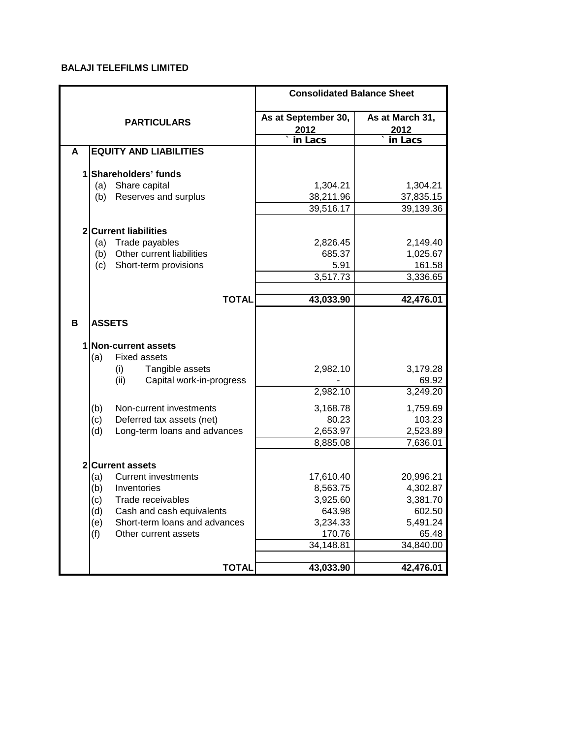**BALAJI TELEFILMS LIMITED**

| | | PARTICULARS | Consolidated Balance Sheet | |
|---|---|---|---|---|
| | | | As at September 30, 2012 | As at March 31, 2012 |
| | | | ` in Lacs | ` in Lacs |
| **A** | | **EQUITY AND LIABILITIES** | | |
| | **1** | **Shareholders' funds** | | |
| | (a) | Share capital | 1,304.21 | 1,304.21 |
| | (b) | Reserves and surplus | 38,211.96 | 37,835.15 |
| | | | 39,516.17 | 39,139.36 |
| | **2** | **Current liabilities** | | |
| | (a) | Trade payables | 2,826.45 | 2,149.40 |
| | (b) | Other current liabilities | 685.37 | 1,025.67 |
| | (c) | Short-term provisions | 5.91 | 161.58 |
| | | | 3,517.73 | 3,336.65 |
| | | **TOTAL** | **43,033.90** | **42,476.01** |
| **B** | | **ASSETS** | | |
| | **1** | **Non-current assets** | | |
| | (a) | Fixed assets | | |
| | | (i) Tangible assets | 2,982.10 | 3,179.28 |
| | | (ii) Capital work-in-progress | - | 69.92 |
| | | | 2,982.10 | 3,249.20 |
| | (b) | Non-current investments | 3,168.78 | 1,759.69 |
| | (c) | Deferred tax assets (net) | 80.23 | 103.23 |
| | (d) | Long-term loans and advances | 2,653.97 | 2,523.89 |
| | | | 8,885.08 | 7,636.01 |
| | **2** | **Current assets** | | |
| | (a) | Current investments | 17,610.40 | 20,996.21 |
| | (b) | Inventories | 8,563.75 | 4,302.87 |
| | (c) | Trade receivables | 3,925.60 | 3,381.70 |
| | (d) | Cash and cash equivalents | 643.98 | 602.50 |
| | (e) | Short-term loans and advances | 3,234.33 | 5,491.24 |
| | (f) | Other current assets | 170.76 | 65.48 |
| | | | 34,148.81 | 34,840.00 |
| | | **TOTAL** | **43,033.90** | **42,476.01** |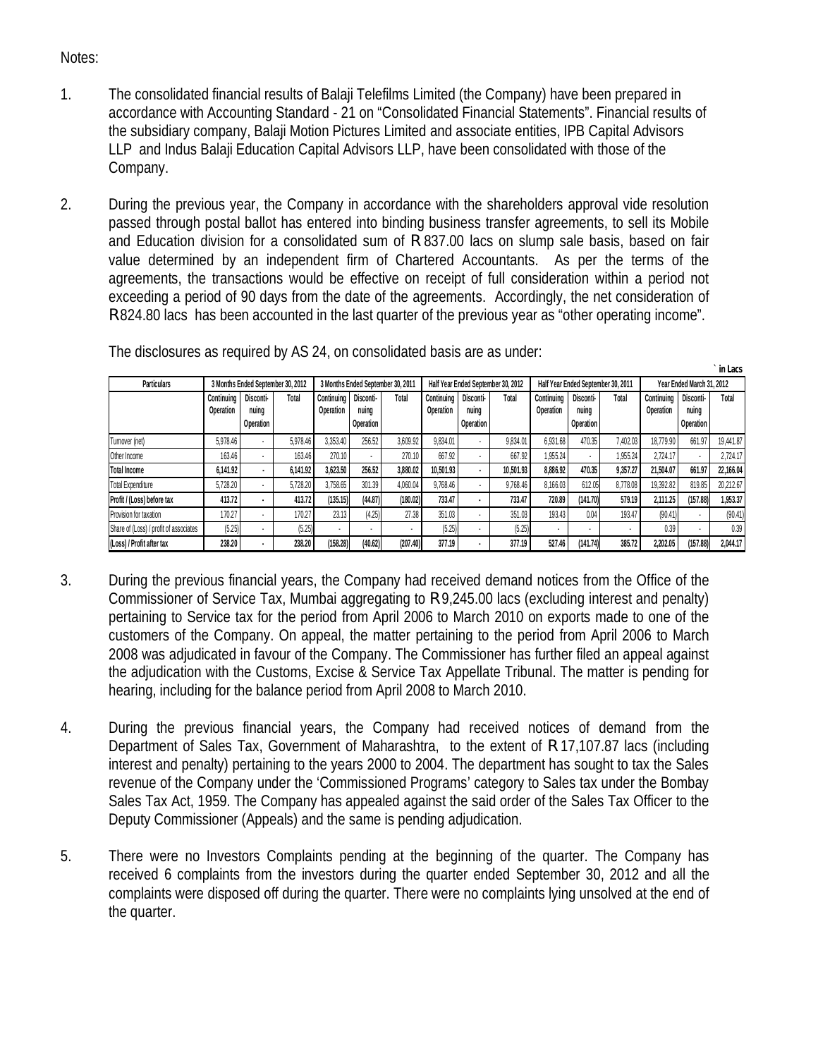Notes:

1. The consolidated financial results of Balaji Telefilms Limited (the Company) have been prepared in accordance with Accounting Standard - 21 on "Consolidated Financial Statements". Financial results of the subsidiary company, Balaji Motion Pictures Limited and associate entities, IPB Capital Advisors LLP and Indus Balaji Education Capital Advisors LLP, have been consolidated with those of the Company.

2. During the previous year, the Company in accordance with the shareholders approval vide resolution passed through postal ballot has entered into binding business transfer agreements, to sell its Mobile and Education division for a consolidated sum of R 837.00 lacs on slump sale basis, based on fair value determined by an independent firm of Chartered Accountants. As per the terms of the agreements, the transactions would be effective on receipt of full consideration within a period not exceeding a period of 90 days from the date of the agreements. Accordingly, the net consideration of R824.80 lacs has been accounted in the last quarter of the previous year as "other operating income".

   The disclosures as required by AS 24, on consolidated basis are as under:

` in Lacs

| Particulars | 3 Months Ended September 30, 2012 | | | 3 Months Ended September 30, 2011 | | | Half Year Ended September 30, 2012 | | | Half Year Ended September 30, 2011 | | | Year Ended March 31, 2012 | | |
|---|---|---|---|---|---|---|---|---|---|---|---|---|---|---|---|
| | Continuing Operation | Disconti-nuing Operation | Total | Continuing Operation | Disconti-nuing Operation | Total | Continuing Operation | Disconti-nuing Operation | Total | Continuing Operation | Disconti-nuing Operation | Total | Continuing Operation | Disconti-nuing Operation | Total |
| Turnover (net) | 5,978.46 | - | 5,978.46 | 3,353.40 | 256.52 | 3,609.92 | 9,834.01 | - | 9,834.01 | 6,931.68 | 470.35 | 7,402.03 | 18,779.90 | 661.97 | 19,441.87 |
| Other Income | 163.46 | - | 163.46 | 270.10 | - | 270.10 | 667.92 | - | 667.92 | 1,955.24 | - | 1,955.24 | 2,724.17 | - | 2,724.17 |
| **Total Income** | **6,141.92** | **-** | **6,141.92** | **3,623.50** | **256.52** | **3,880.02** | **10,501.93** | **-** | **10,501.93** | **8,886.92** | **470.35** | **9,357.27** | **21,504.07** | **661.97** | **22,166.04** |
| Total Expenditure | 5,728.20 | - | 5,728.20 | 3,758.65 | 301.39 | 4,060.04 | 9,768.46 | - | 9,768.46 | 8,166.03 | 612.05 | 8,778.08 | 19,392.82 | 819.85 | 20,212.67 |
| **Profit / (Loss) before tax** | **413.72** | **-** | **413.72** | **(135.15)** | **(44.87)** | **(180.02)** | **733.47** | **-** | **733.47** | **720.89** | **(141.70)** | **579.19** | **2,111.25** | **(157.88)** | **1,953.37** |
| Provision for taxation | 170.27 | - | 170.27 | 23.13 | (4.25) | 27.38 | 351.03 | - | 351.03 | 193.43 | 0.04 | 193.47 | (90.41) | - | (90.41) |
| Share of (Loss) / profit of associates | (5.25) | - | (5.25) | - | - | - | (5.25) | - | (5.25) | - | - | - | 0.39 | - | 0.39 |
| **(Loss) / Profit after tax** | **238.20** | **-** | **238.20** | **(158.28)** | **(40.62)** | **(207.40)** | **377.19** | **-** | **377.19** | **527.46** | **(141.74)** | **385.72** | **2,202.05** | **(157.88)** | **2,044.17** |

3. During the previous financial years, the Company had received demand notices from the Office of the Commissioner of Service Tax, Mumbai aggregating to R9,245.00 lacs (excluding interest and penalty) pertaining to Service tax for the period from April 2006 to March 2010 on exports made to one of the customers of the Company. On appeal, the matter pertaining to the period from April 2006 to March 2008 was adjudicated in favour of the Company. The Commissioner has further filed an appeal against the adjudication with the Customs, Excise & Service Tax Appellate Tribunal. The matter is pending for hearing, including for the balance period from April 2008 to March 2010.

4. During the previous financial years, the Company had received notices of demand from the Department of Sales Tax, Government of Maharashtra, to the extent of R 17,107.87 lacs (including interest and penalty) pertaining to the years 2000 to 2004. The department has sought to tax the Sales revenue of the Company under the 'Commissioned Programs' category to Sales tax under the Bombay Sales Tax Act, 1959. The Company has appealed against the said order of the Sales Tax Officer to the Deputy Commissioner (Appeals) and the same is pending adjudication.

5. There were no Investors Complaints pending at the beginning of the quarter. The Company has received 6 complaints from the investors during the quarter ended September 30, 2012 and all the complaints were disposed off during the quarter. There were no complaints lying unsolved at the end of the quarter.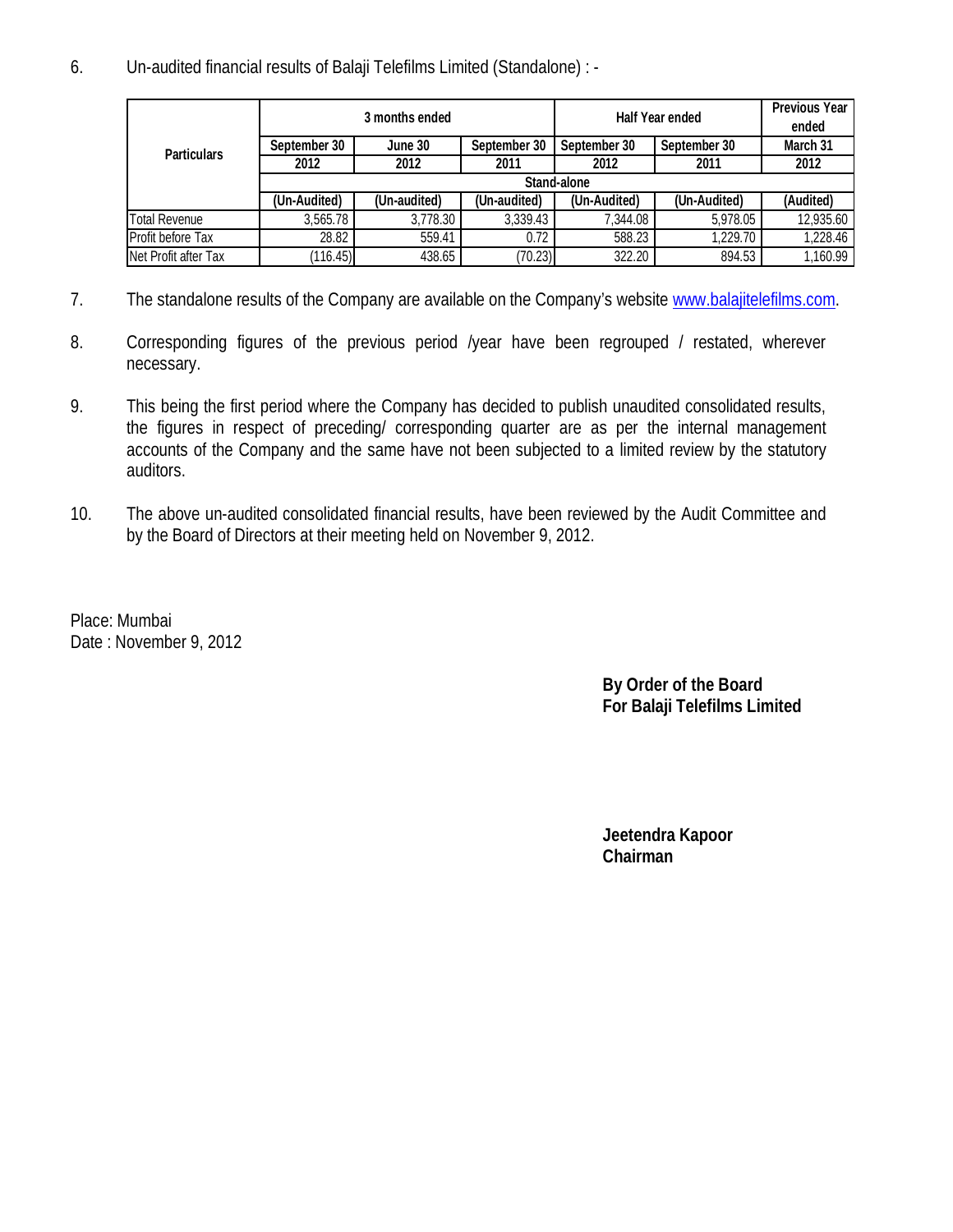6. Un-audited financial results of Balaji Telefilms Limited (Standalone) : -

| Particulars | 3 months ended | | | Half Year ended | | Previous Year ended |
|---|---|---|---|---|---|---|
| | September 30 2012 | June 30 2012 | September 30 2011 | September 30 2012 | September 30 2011 | March 31 2012 |
| | Stand-alone | | | | | |
| | (Un-Audited) | (Un-audited) | (Un-audited) | (Un-Audited) | (Un-Audited) | (Audited) |
| Total Revenue | 3,565.78 | 3,778.30 | 3,339.43 | 7,344.08 | 5,978.05 | 12,935.60 |
| Profit before Tax | 28.82 | 559.41 | 0.72 | 588.23 | 1,229.70 | 1,228.46 |
| Net Profit after Tax | (116.45) | 438.65 | (70.23) | 322.20 | 894.53 | 1,160.99 |

7. The standalone results of the Company are available on the Company's website www.balajitelefilms.com.

8. Corresponding figures of the previous period /year have been regrouped / restated, wherever necessary.

9. This being the first period where the Company has decided to publish unaudited consolidated results, the figures in respect of preceding/ corresponding quarter are as per the internal management accounts of the Company and the same have not been subjected to a limited review by the statutory auditors.

10. The above un-audited consolidated financial results, have been reviewed by the Audit Committee and by the Board of Directors at their meeting held on November 9, 2012.

Place: Mumbai
Date : November 9, 2012

**By Order of the Board**
**For Balaji Telefilms Limited**

**Jeetendra Kapoor**
**Chairman**